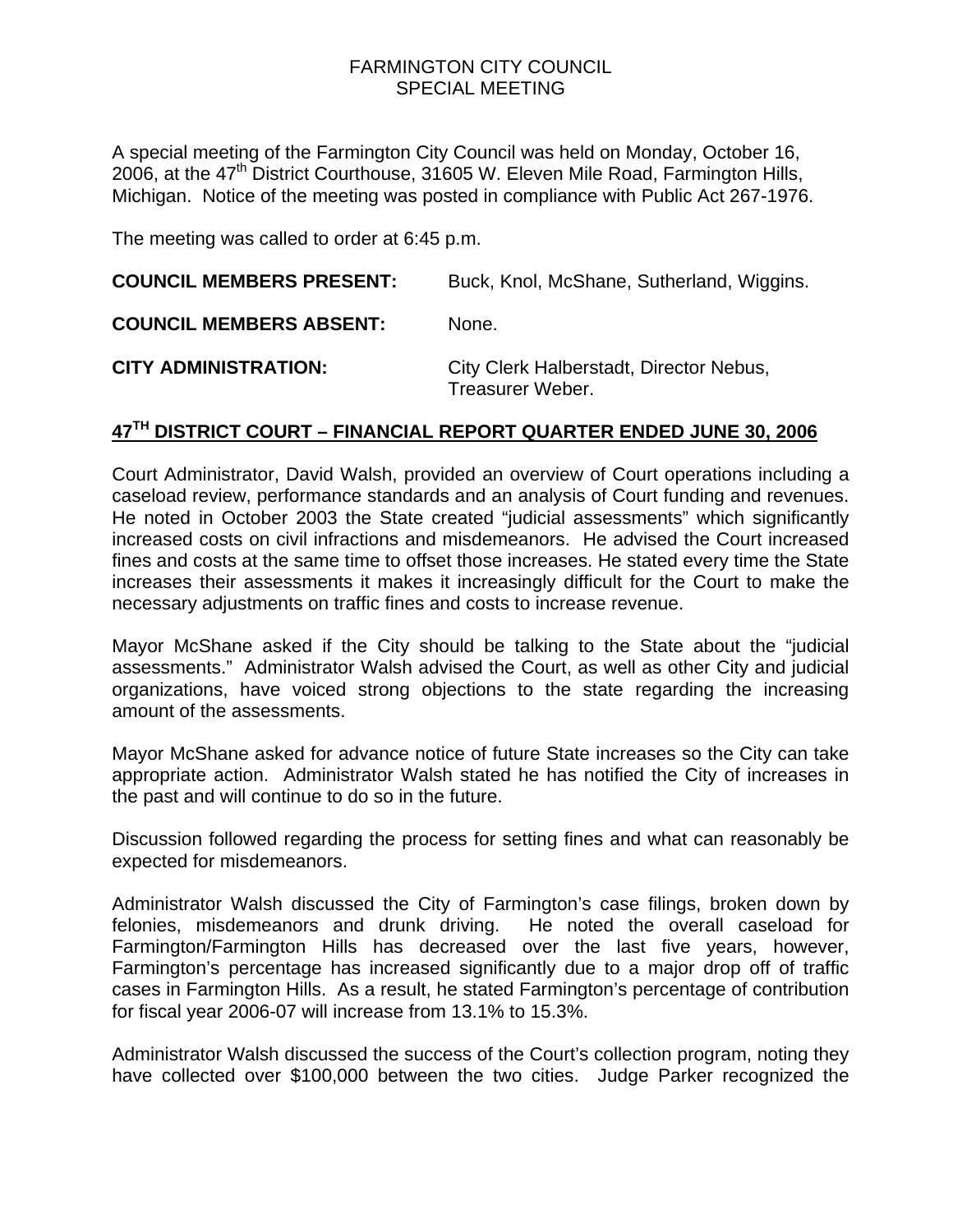# FARMINGTON CITY COUNCIL
## SPECIAL MEETING

A special meeting of the Farmington City Council was held on Monday, October 16, 2006, at the 47th District Courthouse, 31605 W. Eleven Mile Road, Farmington Hills, Michigan. Notice of the meeting was posted in compliance with Public Act 267-1976.

The meeting was called to order at 6:45 p.m.

**COUNCIL MEMBERS PRESENT:** Buck, Knol, McShane, Sutherland, Wiggins.

**COUNCIL MEMBERS ABSENT:** None.

**CITY ADMINISTRATION:** City Clerk Halberstadt, Director Nebus, Treasurer Weber.

## 47TH DISTRICT COURT – FINANCIAL REPORT QUARTER ENDED JUNE 30, 2006

Court Administrator, David Walsh, provided an overview of Court operations including a caseload review, performance standards and an analysis of Court funding and revenues. He noted in October 2003 the State created "judicial assessments" which significantly increased costs on civil infractions and misdemeanors. He advised the Court increased fines and costs at the same time to offset those increases. He stated every time the State increases their assessments it makes it increasingly difficult for the Court to make the necessary adjustments on traffic fines and costs to increase revenue.

Mayor McShane asked if the City should be talking to the State about the "judicial assessments." Administrator Walsh advised the Court, as well as other City and judicial organizations, have voiced strong objections to the state regarding the increasing amount of the assessments.

Mayor McShane asked for advance notice of future State increases so the City can take appropriate action. Administrator Walsh stated he has notified the City of increases in the past and will continue to do so in the future.

Discussion followed regarding the process for setting fines and what can reasonably be expected for misdemeanors.

Administrator Walsh discussed the City of Farmington's case filings, broken down by felonies, misdemeanors and drunk driving. He noted the overall caseload for Farmington/Farmington Hills has decreased over the last five years, however, Farmington's percentage has increased significantly due to a major drop off of traffic cases in Farmington Hills. As a result, he stated Farmington's percentage of contribution for fiscal year 2006-07 will increase from 13.1% to 15.3%.

Administrator Walsh discussed the success of the Court's collection program, noting they have collected over $100,000 between the two cities. Judge Parker recognized the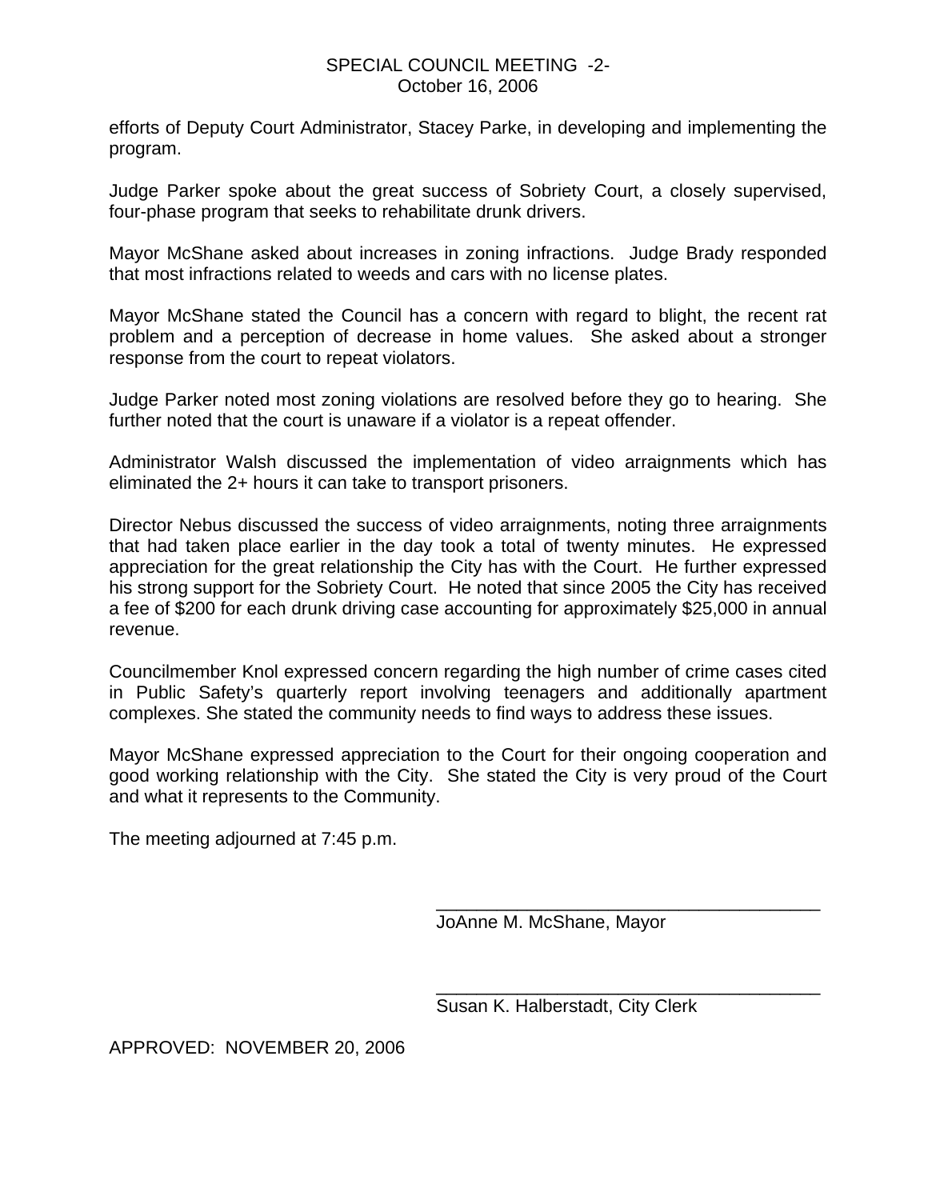efforts of Deputy Court Administrator, Stacey Parke, in developing and implementing the program.

Judge Parker spoke about the great success of Sobriety Court, a closely supervised, four-phase program that seeks to rehabilitate drunk drivers.

Mayor McShane asked about increases in zoning infractions. Judge Brady responded that most infractions related to weeds and cars with no license plates.

Mayor McShane stated the Council has a concern with regard to blight, the recent rat problem and a perception of decrease in home values. She asked about a stronger response from the court to repeat violators.

Judge Parker noted most zoning violations are resolved before they go to hearing. She further noted that the court is unaware if a violator is a repeat offender.

Administrator Walsh discussed the implementation of video arraignments which has eliminated the 2+ hours it can take to transport prisoners.

Director Nebus discussed the success of video arraignments, noting three arraignments that had taken place earlier in the day took a total of twenty minutes. He expressed appreciation for the great relationship the City has with the Court. He further expressed his strong support for the Sobriety Court. He noted that since 2005 the City has received a fee of $200 for each drunk driving case accounting for approximately $25,000 in annual revenue.

Councilmember Knol expressed concern regarding the high number of crime cases cited in Public Safety's quarterly report involving teenagers and additionally apartment complexes. She stated the community needs to find ways to address these issues.

Mayor McShane expressed appreciation to the Court for their ongoing cooperation and good working relationship with the City. She stated the City is very proud of the Court and what it represents to the Community.

The meeting adjourned at 7:45 p.m.

\_\_\_\_\_\_\_\_\_\_\_\_\_\_\_\_\_\_\_\_\_\_\_\_\_\_\_\_\_\_\_\_\_\_\_\_\_\_

JoAnne M. McShane, Mayor

\_\_\_\_\_\_\_\_\_\_\_\_\_\_\_\_\_\_\_\_\_\_\_\_\_\_\_\_\_\_\_\_\_\_\_\_\_\_

Susan K. Halberstadt, City Clerk

APPROVED: NOVEMBER 20, 2006